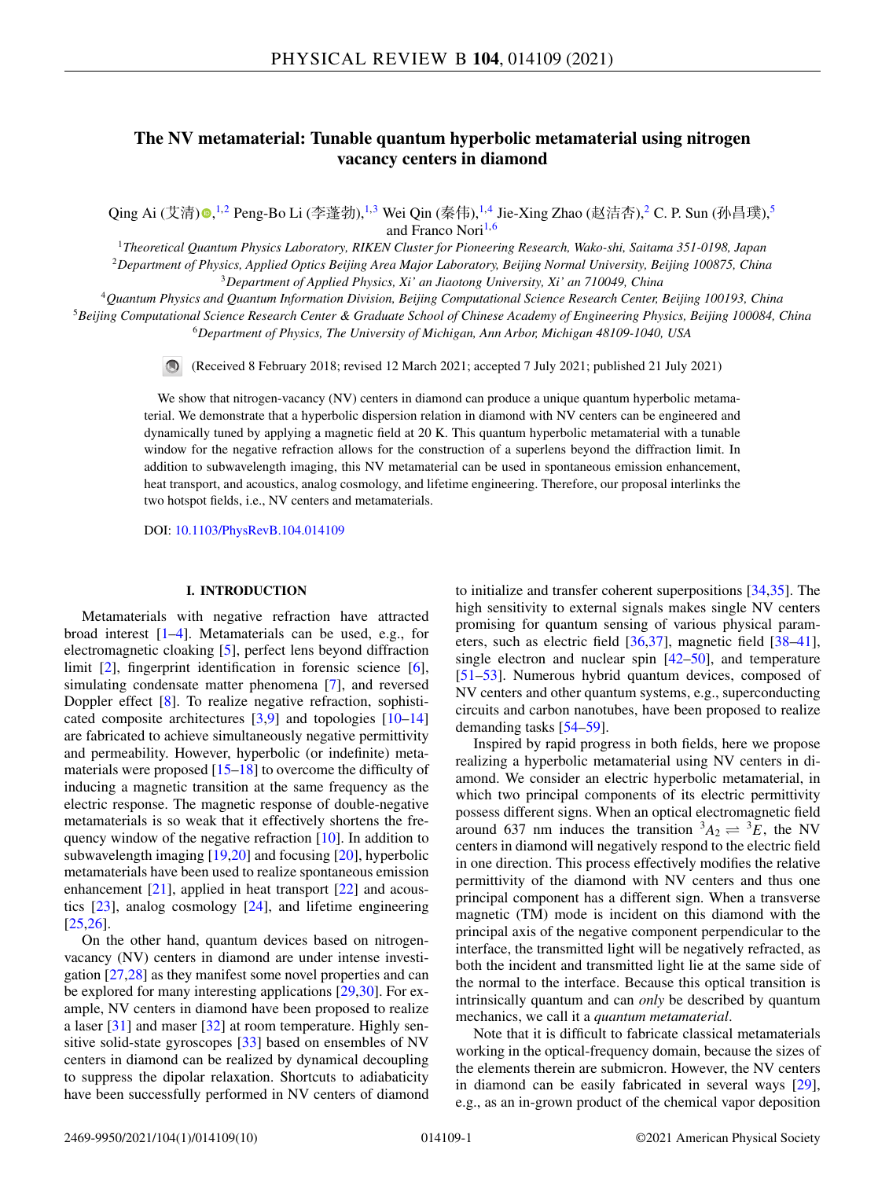# The NV metamaterial: Tunable quantum hyperbolic metamaterial using nitrogen vacancy centers in diamond

Qing Ai (艾清),[1,2] Peng-Bo Li (李蓬勃),[1,3] Wei Qin (秦伟),[1,4] Jie-Xing Zhao (赵洁杏),[2] C. P. Sun (孙昌璞),[5] and Franco Nori[1,6]

[1]*Theoretical Quantum Physics Laboratory, RIKEN Cluster for Pioneering Research, Wako-shi, Saitama 351-0198, Japan*
[2]*Department of Physics, Applied Optics Beijing Area Major Laboratory, Beijing Normal University, Beijing 100875, China*
[3]*Department of Applied Physics, Xi' an Jiaotong University, Xi' an 710049, China*
[4]*Quantum Physics and Quantum Information Division, Beijing Computational Science Research Center, Beijing 100193, China*
[5]*Beijing Computational Science Research Center & Graduate School of Chinese Academy of Engineering Physics, Beijing 100084, China*
[6]*Department of Physics, The University of Michigan, Ann Arbor, Michigan 48109-1040, USA*

(Received 8 February 2018; revised 12 March 2021; accepted 7 July 2021; published 21 July 2021)

We show that nitrogen-vacancy (NV) centers in diamond can produce a unique quantum hyperbolic metamaterial. We demonstrate that a hyperbolic dispersion relation in diamond with NV centers can be engineered and dynamically tuned by applying a magnetic field at 20 K. This quantum hyperbolic metamaterial with a tunable window for the negative refraction allows for the construction of a superlens beyond the diffraction limit. In addition to subwavelength imaging, this NV metamaterial can be used in spontaneous emission enhancement, heat transport, and acoustics, analog cosmology, and lifetime engineering. Therefore, our proposal interlinks the two hotspot fields, i.e., NV centers and metamaterials.

DOI: 10.1103/PhysRevB.104.014109

## I. INTRODUCTION

Metamaterials with negative refraction have attracted broad interest [1–4]. Metamaterials can be used, e.g., for electromagnetic cloaking [5], perfect lens beyond diffraction limit [2], fingerprint identification in forensic science [6], simulating condensate matter phenomena [7], and reversed Doppler effect [8]. To realize negative refraction, sophisticated composite architectures [3,9] and topologies [10–14] are fabricated to achieve simultaneously negative permittivity and permeability. However, hyperbolic (or indefinite) metamaterials were proposed [15–18] to overcome the difficulty of inducing a magnetic transition at the same frequency as the electric response. The magnetic response of double-negative metamaterials is so weak that it effectively shortens the frequency window of the negative refraction [10]. In addition to subwavelength imaging [19,20] and focusing [20], hyperbolic metamaterials have been used to realize spontaneous emission enhancement [21], applied in heat transport [22] and acoustics [23], analog cosmology [24], and lifetime engineering [25,26].

On the other hand, quantum devices based on nitrogen-vacancy (NV) centers in diamond are under intense investigation [27,28] as they manifest some novel properties and can be explored for many interesting applications [29,30]. For example, NV centers in diamond have been proposed to realize a laser [31] and maser [32] at room temperature. Highly sensitive solid-state gyroscopes [33] based on ensembles of NV centers in diamond can be realized by dynamical decoupling to suppress the dipolar relaxation. Shortcuts to adiabaticity have been successfully performed in NV centers of diamond to initialize and transfer coherent superpositions [34,35]. The high sensitivity to external signals makes single NV centers promising for quantum sensing of various physical parameters, such as electric field [36,37], magnetic field [38–41], single electron and nuclear spin [42–50], and temperature [51–53]. Numerous hybrid quantum devices, composed of NV centers and other quantum systems, e.g., superconducting circuits and carbon nanotubes, have been proposed to realize demanding tasks [54–59].

Inspired by rapid progress in both fields, here we propose realizing a hyperbolic metamaterial using NV centers in diamond. We consider an electric hyperbolic metamaterial, in which two principal components of its electric permittivity possess different signs. When an optical electromagnetic field around 637 nm induces the transition $^3A_2 \rightleftharpoons {}^3E$, the NV centers in diamond will negatively respond to the electric field in one direction. This process effectively modifies the relative permittivity of the diamond with NV centers and thus one principal component has a different sign. When a transverse magnetic (TM) mode is incident on this diamond with the principal axis of the negative component perpendicular to the interface, the transmitted light will be negatively refracted, as both the incident and transmitted light lie at the same side of the normal to the interface. Because this optical transition is intrinsically quantum and can *only* be described by quantum mechanics, we call it a *quantum metamaterial*.

Note that it is difficult to fabricate classical metamaterials working in the optical-frequency domain, because the sizes of the elements therein are submicron. However, the NV centers in diamond can be easily fabricated in several ways [29], e.g., as an in-grown product of the chemical vapor deposition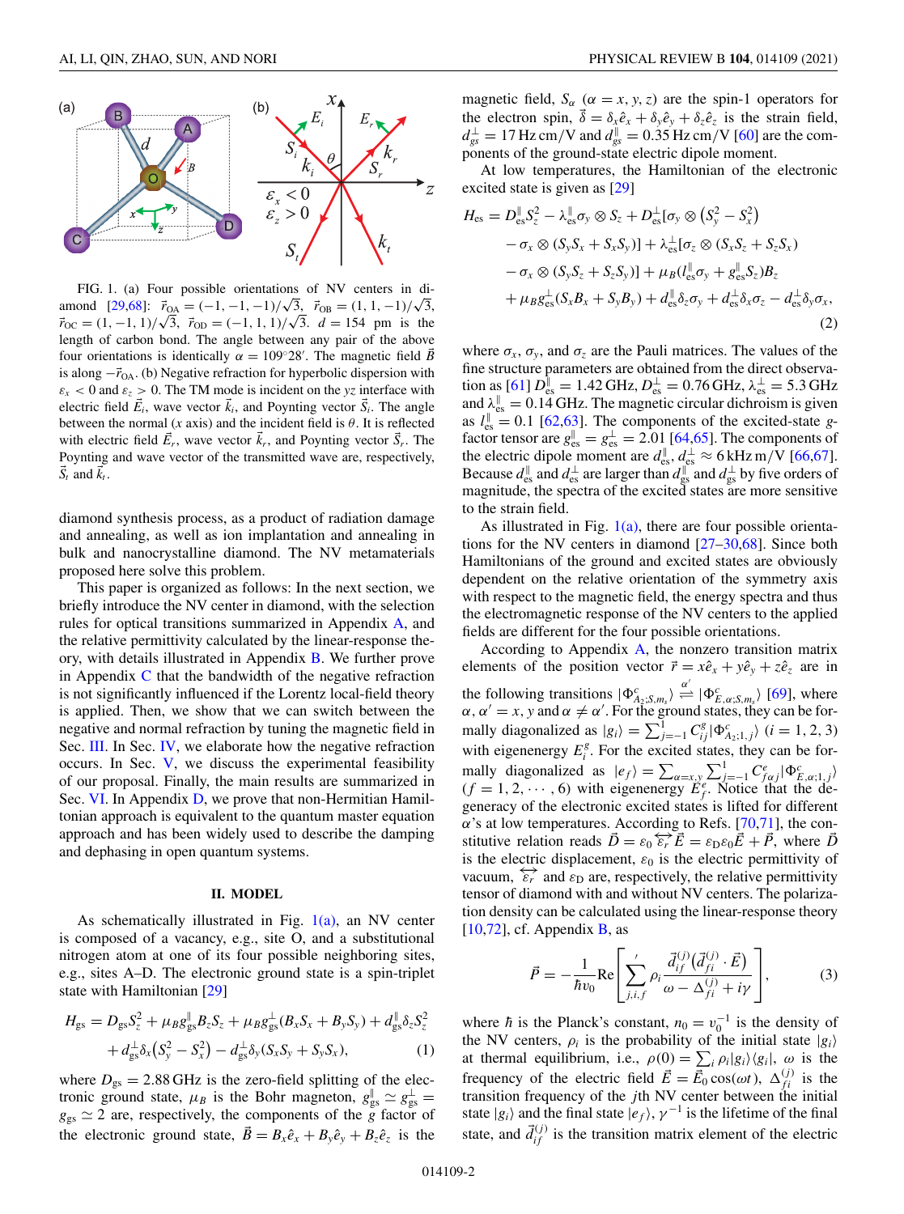FIG. 1. (a) Four possible orientations of NV centers in diamond [29,68]: $\vec{r}_{OA} = (-1, -1, -1)/\sqrt{3}$, $\vec{r}_{OB} = (1, 1, -1)/\sqrt{3}$, $\vec{r}_{OC} = (1, -1, 1)/\sqrt{3}$, $\vec{r}_{OD} = (-1, 1, 1)/\sqrt{3}$. $d = 154$ pm is the length of carbon bond. The angle between any pair of the above four orientations is identically $\alpha = 109^\circ 28'$. The magnetic field $\vec{B}$ is along $-\vec{r}_{OA}$. (b) Negative refraction for hyperbolic dispersion with $\varepsilon_x < 0$ and $\varepsilon_z > 0$. The TM mode is incident on the $yz$ interface with electric field $\vec{E}_i$, wave vector $\vec{k}_i$, and Poynting vector $\vec{S}_i$. The angle between the normal ($x$ axis) and the incident field is $\theta$. It is reflected with electric field $\vec{E}_r$, wave vector $\vec{k}_r$, and Poynting vector $\vec{S}_r$. The Poynting and wave vector of the transmitted wave are, respectively, $\vec{S}_t$ and $\vec{k}_t$.

diamond synthesis process, as a product of radiation damage and annealing, as well as ion implantation and annealing in bulk and nanocrystalline diamond. The NV metamaterials proposed here solve this problem.

This paper is organized as follows: In the next section, we briefly introduce the NV center in diamond, with the selection rules for optical transitions summarized in Appendix A, and the relative permittivity calculated by the linear-response theory, with details illustrated in Appendix B. We further prove in Appendix C that the bandwidth of the negative refraction is not significantly influenced if the Lorentz local-field theory is applied. Then, we show that we can switch between the negative and normal refraction by tuning the magnetic field in Sec. III. In Sec. IV, we elaborate how the negative refraction occurs. In Sec. V, we discuss the experimental feasibility of our proposal. Finally, the main results are summarized in Sec. VI. In Appendix D, we prove that non-Hermitian Hamiltonian approach is equivalent to the quantum master equation approach and has been widely used to describe the damping and dephasing in open quantum systems.

## II. MODEL

As schematically illustrated in Fig. 1(a), an NV center is composed of a vacancy, e.g., site O, and a substitutional nitrogen atom at one of its four possible neighboring sites, e.g., sites A–D. The electronic ground state is a spin-triplet state with Hamiltonian [29]

$$
\begin{aligned}
H_{\mathrm{gs}} = {}& D_{\mathrm{gs}} S_z^2 + \mu_B g_{\mathrm{gs}}^{\parallel} B_z S_z + \mu_B g_{\mathrm{gs}}^{\perp}(B_x S_x + B_y S_y) + d_{\mathrm{gs}}^{\parallel}\delta_z S_z^2 \\
& + d_{\mathrm{gs}}^{\perp}\delta_x\left(S_y^2 - S_x^2\right) - d_{\mathrm{gs}}^{\perp}\delta_y(S_x S_y + S_y S_x), \qquad (1)
\end{aligned}
$$

where $D_{\mathrm{gs}} = 2.88$ GHz is the zero-field splitting of the electronic ground state, $\mu_B$ is the Bohr magneton, $g_{\mathrm{gs}}^{\parallel} \simeq g_{\mathrm{gs}}^{\perp} = g_{\mathrm{gs}} \simeq 2$ are, respectively, the components of the $g$ factor of the electronic ground state, $\vec{B} = B_x\hat{e}_x + B_y\hat{e}_y + B_z\hat{e}_z$ is the magnetic field, $S_\alpha$ ($\alpha = x, y, z$) are the spin-1 operators for the electron spin, $\vec{\delta} = \delta_x\hat{e}_x + \delta_y\hat{e}_y + \delta_z\hat{e}_z$ is the strain field, $d_{gs}^{\perp} = 17$ Hz cm/V and $d_{gs}^{\parallel} = 0.35$ Hz cm/V [60] are the components of the ground-state electric dipole moment.

At low temperatures, the Hamiltonian of the electronic excited state is given as [29]

$$
\begin{aligned}
H_{\mathrm{es}} = {}& D_{\mathrm{es}}^{\parallel} S_z^2 - \lambda_{\mathrm{es}}^{\parallel}\sigma_y \otimes S_z + D_{\mathrm{es}}^{\perp}[\sigma_y \otimes \left(S_y^2 - S_x^2\right) \\
& - \sigma_x \otimes (S_y S_x + S_x S_y)] + \lambda_{\mathrm{es}}^{\perp}[\sigma_z \otimes (S_x S_z + S_z S_x) \\
& - \sigma_x \otimes (S_y S_z + S_z S_y)] + \mu_B(l_{\mathrm{es}}^{\parallel}\sigma_y + g_{\mathrm{es}}^{\parallel} S_z)B_z \\
& + \mu_B g_{\mathrm{es}}^{\perp}(S_x B_x + S_y B_y) + d_{\mathrm{es}}^{\parallel}\delta_z\sigma_y + d_{\mathrm{es}}^{\perp}\delta_x\sigma_z - d_{\mathrm{es}}^{\perp}\delta_y\sigma_x,
\end{aligned}
\qquad (2)
$$

where $\sigma_x$, $\sigma_y$, and $\sigma_z$ are the Pauli matrices. The values of the fine structure parameters are obtained from the direct observation as [61] $D_{\mathrm{es}}^{\parallel} = 1.42$ GHz, $D_{\mathrm{es}}^{\perp} = 0.76$ GHz, $\lambda_{\mathrm{es}}^{\perp} = 5.3$ GHz and $\lambda_{\mathrm{es}}^{\parallel} = 0.14$ GHz. The magnetic circular dichroism is given as $l_{\mathrm{es}}^{\parallel} = 0.1$ [62,63]. The components of the excited-state $g$-factor tensor are $g_{\mathrm{es}}^{\parallel} = g_{\mathrm{es}}^{\perp} = 2.01$ [64,65]. The components of the electric dipole moment are $d_{\mathrm{es}}^{\parallel}, d_{\mathrm{es}}^{\perp} \approx 6$ kHz m/V [66,67]. Because $d_{\mathrm{es}}^{\parallel}$ and $d_{\mathrm{es}}^{\perp}$ are larger than $d_{\mathrm{gs}}^{\parallel}$ and $d_{\mathrm{gs}}^{\perp}$ by five orders of magnitude, the spectra of the excited states are more sensitive to the strain field.

As illustrated in Fig. 1(a), there are four possible orientations for the NV centers in diamond [27–30,68]. Since both Hamiltonians of the ground and excited states are obviously dependent on the relative orientation of the symmetry axis with respect to the magnetic field, the energy spectra and thus the electromagnetic response of the NV centers to the applied fields are different for the four possible orientations.

According to Appendix A, the nonzero transition matrix elements of the position vector $\vec{r} = x\hat{e}_x + y\hat{e}_y + z\hat{e}_z$ are in the following transitions $|\Phi_{A_2;S,m_s}^c\rangle \overset{\alpha'}{\rightleftharpoons} |\Phi_{E,\alpha;S,m_s}^c\rangle$ [69], where $\alpha, \alpha' = x, y$ and $\alpha \neq \alpha'$. For the ground states, they can be formally diagonalized as $|g_i\rangle = \sum_{j=-1}^{1} C_{ij}^g |\Phi_{A_2;1,j}^c\rangle$ ($i = 1, 2, 3$) with eigenenergy $E_i^g$. For the excited states, they can be formally diagonalized as $|e_f\rangle = \sum_{\alpha=x,y}\sum_{j=-1}^{1} C_{f\alpha j}^e |\Phi_{E,\alpha;1,j}^c\rangle$ ($f = 1, 2, \cdots, 6$) with eigenenergy $E_f^e$. Notice that the degeneracy of the electronic excited states is lifted for different $\alpha$'s at low temperatures. According to Refs. [70,71], the constitutive relation reads $\vec{D} = \varepsilon_0 \overleftrightarrow{\varepsilon_r}\vec{E} = \varepsilon_{\mathrm{D}}\varepsilon_0\vec{E} + \vec{P}$, where $\vec{D}$ is the electric displacement, $\varepsilon_0$ is the electric permittivity of vacuum, $\overleftrightarrow{\varepsilon_r}$ and $\varepsilon_{\mathrm{D}}$ are, respectively, the relative permittivity tensor of diamond with and without NV centers. The polarization density can be calculated using the linear-response theory [10,72], cf. Appendix B, as

$$
\vec{P} = -\frac{1}{\hbar v_0}\mathrm{Re}\left[\sum_{j,i,f}{}' \rho_i \frac{\vec{d}_{if}^{(j)}\left(\vec{d}_{fi}^{(j)}\cdot\vec{E}\right)}{\omega - \Delta_{fi}^{(j)} + i\gamma}\right], \qquad (3)
$$

where $\hbar$ is the Planck's constant, $n_0 = v_0^{-1}$ is the density of the NV centers, $\rho_i$ is the probability of the initial state $|g_i\rangle$ at thermal equilibrium, i.e., $\rho(0) = \sum_i \rho_i |g_i\rangle\langle g_i|$, $\omega$ is the frequency of the electric field $\vec{E} = \vec{E}_0\cos(\omega t)$, $\Delta_{fi}^{(j)}$ is the transition frequency of the $j$th NV center between the initial state $|g_i\rangle$ and the final state $|e_f\rangle$, $\gamma^{-1}$ is the lifetime of the final state, and $\vec{d}_{if}^{(j)}$ is the transition matrix element of the electric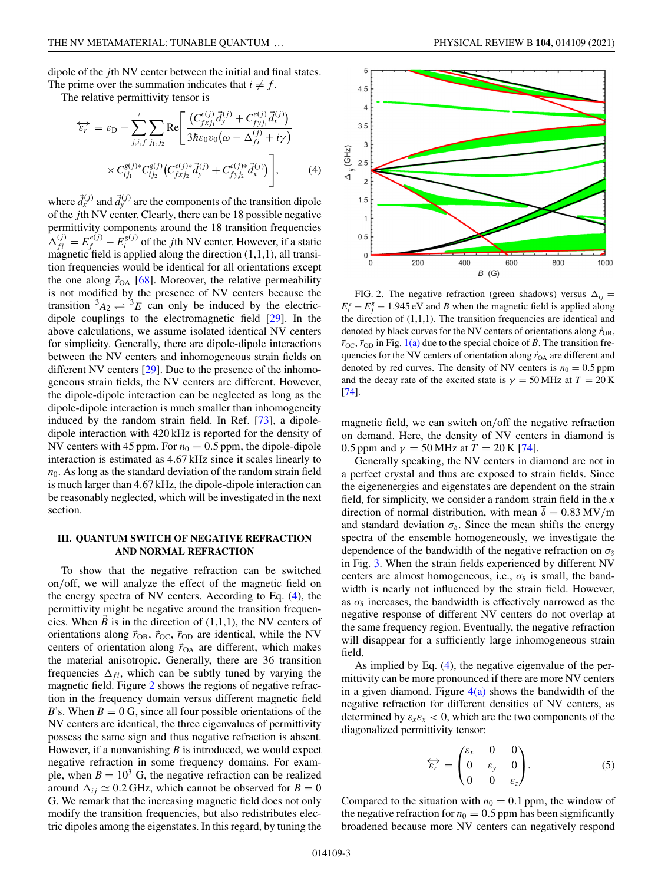dipole of the $j$th NV center between the initial and final states. The prime over the summation indicates that $i \neq f$.

The relative permittivity tensor is

$$\overleftrightarrow{\varepsilon_r} = \varepsilon_{\rm D} - \sum_{j,i,f}{}' \sum_{j_1,j_2} \text{Re}\left[ \frac{\left(C^{e(j)}_{fxj_1}\vec{d}^{(j)}_y + C^{e(j)}_{fyj_1}\vec{d}^{(j)}_x\right)}{3\hbar\varepsilon_0 v_0\left(\omega - \Delta^{(j)}_{fi} + i\gamma\right)} \times C^{g(j)*}_{ij_1} C^{g(j)}_{ij_2}\left(C^{e(j)*}_{fxj_2}\vec{d}^{(j)}_y + C^{e(j)*}_{fyj_2}\vec{d}^{(j)}_x\right)\right], \quad (4)$$

where $\vec{d}^{(j)}_x$ and $\vec{d}^{(j)}_y$ are the components of the transition dipole of the $j$th NV center. Clearly, there can be 18 possible negative permittivity components around the 18 transition frequencies $\Delta^{(j)}_{fi} = E^{e(j)}_f - E^{g(j)}_i$ of the $j$th NV center. However, if a static magnetic field is applied along the direction (1,1,1), all transition frequencies would be identical for all orientations except the one along $\vec{r}_{\rm OA}$ [68]. Moreover, the relative permeability is not modified by the presence of NV centers because the transition ${}^3A_2 \rightleftharpoons {}^3E$ can only be induced by the electric-dipole couplings to the electromagnetic field [29]. In the above calculations, we assume isolated identical NV centers for simplicity. Generally, there are dipole-dipole interactions between the NV centers and inhomogeneous strain fields on different NV centers [29]. Due to the presence of the inhomogeneous strain fields, the NV centers are different. However, the dipole-dipole interaction can be neglected as long as the dipole-dipole interaction is much smaller than inhomogeneity induced by the random strain field. In Ref. [73], a dipole-dipole interaction with 420 kHz is reported for the density of NV centers with 45 ppm. For $n_0 = 0.5$ ppm, the dipole-dipole interaction is estimated as 4.67 kHz since it scales linearly to $n_0$. As long as the standard deviation of the random strain field is much larger than 4.67 kHz, the dipole-dipole interaction can be reasonably neglected, which will be investigated in the next section.

## III. QUANTUM SWITCH OF NEGATIVE REFRACTION AND NORMAL REFRACTION

To show that the negative refraction can be switched on/off, we will analyze the effect of the magnetic field on the energy spectra of NV centers. According to Eq. (4), the permittivity might be negative around the transition frequencies. When $\vec{B}$ is in the direction of (1,1,1), the NV centers of orientations along $\vec{r}_{\rm OB}$, $\vec{r}_{\rm OC}$, $\vec{r}_{\rm OD}$ are identical, while the NV centers of orientation along $\vec{r}_{\rm OA}$ are different, which makes the material anisotropic. Generally, there are 36 transition frequencies $\Delta_{fi}$, which can be subtly tuned by varying the magnetic field. Figure 2 shows the regions of negative refraction in the frequency domain versus different magnetic field $B$'s. When $B = 0$ G, since all four possible orientations of the NV centers are identical, the three eigenvalues of permittivity possess the same sign and thus negative refraction is absent. However, if a nonvanishing $B$ is introduced, we would expect negative refraction in some frequency domains. For example, when $B = 10^3$ G, the negative refraction can be realized around $\Delta_{ij} \simeq 0.2$ GHz, which cannot be observed for $B = 0$ G. We remark that the increasing magnetic field does not only modify the transition frequencies, but also redistributes electric dipoles among the eigenstates. In this regard, by tuning the magnetic field, we can switch on/off the negative refraction on demand. Here, the density of NV centers in diamond is 0.5 ppm and $\gamma = 50$ MHz at $T = 20$ K [74].

FIG. 2. The negative refraction (green shadows) versus $\Delta_{ij} = E^e_i - E^g_j - 1.945$ eV and $B$ when the magnetic field is applied along the direction of (1,1,1). The transition frequencies are identical and denoted by black curves for the NV centers of orientations along $\vec{r}_{\rm OB}$, $\vec{r}_{\rm OC}$, $\vec{r}_{\rm OD}$ in Fig. 1(a) due to the special choice of $\vec{B}$. The transition frequencies for the NV centers of orientation along $\vec{r}_{\rm OA}$ are different and denoted by red curves. The density of NV centers is $n_0 = 0.5$ ppm and the decay rate of the excited state is $\gamma = 50$ MHz at $T = 20$ K [74].

Generally speaking, the NV centers in diamond are not in a perfect crystal and thus are exposed to strain fields. Since the eigenenergies and eigenstates are dependent on the strain field, for simplicity, we consider a random strain field in the $x$ direction of normal distribution, with mean $\bar{\delta} = 0.83$ MV/m and standard deviation $\sigma_\delta$. Since the mean shifts the energy spectra of the ensemble homogeneously, we investigate the dependence of the bandwidth of the negative refraction on $\sigma_\delta$ in Fig. 3. When the strain fields experienced by different NV centers are almost homogeneous, i.e., $\sigma_\delta$ is small, the bandwidth is nearly not influenced by the strain field. However, as $\sigma_\delta$ increases, the bandwidth is effectively narrowed as the negative response of different NV centers do not overlap at the same frequency region. Eventually, the negative refraction will disappear for a sufficiently large inhomogeneous strain field.

As implied by Eq. (4), the negative eigenvalue of the permittivity can be more pronounced if there are more NV centers in a given diamond. Figure 4(a) shows the bandwidth of the negative refraction for different densities of NV centers, as determined by $\varepsilon_x\varepsilon_x < 0$, which are the two components of the diagonalized permittivity tensor:

$$\overleftrightarrow{\varepsilon_r} = \begin{pmatrix} \varepsilon_x & 0 & 0 \\ 0 & \varepsilon_y & 0 \\ 0 & 0 & \varepsilon_z \end{pmatrix}. \quad (5)$$

Compared to the situation with $n_0 = 0.1$ ppm, the window of the negative refraction for $n_0 = 0.5$ ppm has been significantly broadened because more NV centers can negatively respond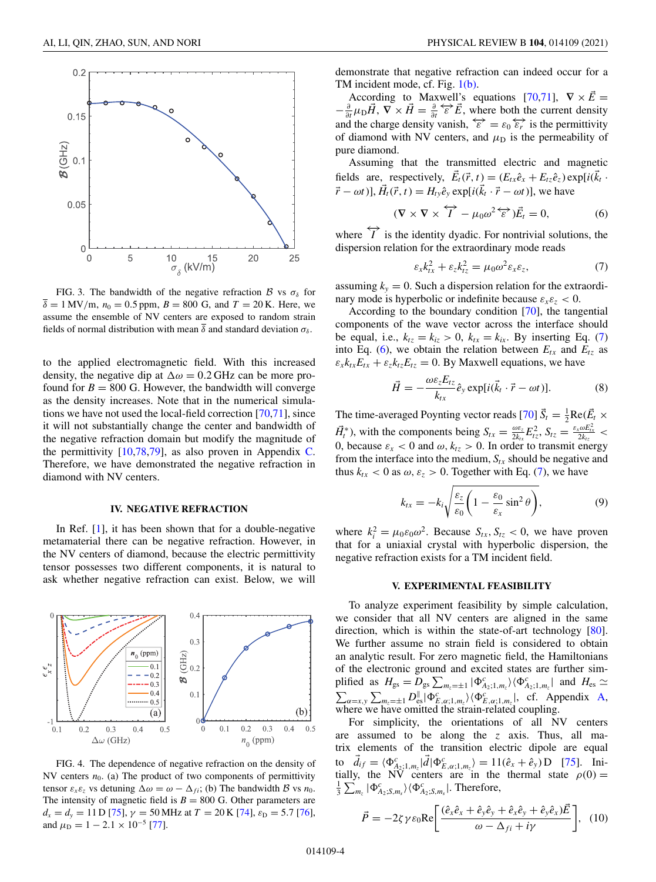FIG. 3. The bandwidth of the negative refraction $\mathcal{B}$ vs $\sigma_\delta$ for $\bar{\delta} = 1$ MV/m, $n_0 = 0.5$ ppm, $B = 800$ G, and $T = 20$ K. Here, we assume the ensemble of NV centers are exposed to random strain fields of normal distribution with mean $\bar{\delta}$ and standard deviation $\sigma_\delta$.

to the applied electromagnetic field. With this increased density, the negative dip at $\Delta\omega = 0.2$ GHz can be more profound for $B = 800$ G. However, the bandwidth will converge as the density increases. Note that in the numerical simulations we have not used the local-field correction [70,71], since it will not substantially change the center and bandwidth of the negative refraction domain but modify the magnitude of the permittivity [10,78,79], as also proven in Appendix C. Therefore, we have demonstrated the negative refraction in diamond with NV centers.

## IV. NEGATIVE REFRACTION

In Ref. [1], it has been shown that for a double-negative metamaterial there can be negative refraction. However, in the NV centers of diamond, because the electric permittivity tensor possesses two different components, it is natural to ask whether negative refraction can exist. Below, we will demonstrate that negative refraction can indeed occur for a TM incident mode, cf. Fig. 1(b).

FIG. 4. The dependence of negative refraction on the density of NV centers $n_0$. (a) The product of two components of permittivity tensor $\varepsilon_x\varepsilon_z$ vs detuning $\Delta\omega = \omega - \Delta_{fi}$; (b) The bandwidth $\mathcal{B}$ vs $n_0$. The intensity of magnetic field is $B = 800$ G. Other parameters are $d_x = d_y = 11$ D [75], $\gamma = 50$ MHz at $T = 20$ K [74], $\varepsilon_{\rm D} = 5.7$ [76], and $\mu_{\rm D} = 1 - 2.1 \times 10^{-5}$ [77].

According to Maxwell's equations [70,71], $\nabla \times \vec{E} = -\frac{\partial}{\partial t}\mu_{\rm D}\vec{H}$, $\nabla \times \vec{H} = \frac{\partial}{\partial t}\overleftrightarrow{\varepsilon}\vec{E}$, where both the current density and the charge density vanish, $\overleftrightarrow{\varepsilon} = \varepsilon_0\overleftrightarrow{\varepsilon_r}$ is the permittivity of diamond with NV centers, and $\mu_{\rm D}$ is the permeability of pure diamond.

Assuming that the transmitted electric and magnetic fields are, respectively, $\vec{E}_t(\vec{r}, t) = (E_{tx}\hat{e}_x + E_{tz}\hat{e}_z)\exp[i(\vec{k}_t \cdot \vec{r} - \omega t)]$, $\vec{H}_t(\vec{r}, t) = H_{ty}\hat{e}_y \exp[i(\vec{k}_t \cdot \vec{r} - \omega t)]$, we have

$$(\nabla \times \nabla \times \overleftrightarrow{I} - \mu_0\omega^2\overleftrightarrow{\varepsilon})\vec{E}_t = 0, \tag{6}$$

where $\overleftrightarrow{I}$ is the identity dyadic. For nontrivial solutions, the dispersion relation for the extraordinary mode reads

$$\varepsilon_x k_{tx}^2 + \varepsilon_z k_{tz}^2 = \mu_0\omega^2\varepsilon_x\varepsilon_z, \tag{7}$$

assuming $k_y = 0$. Such a dispersion relation for the extraordinary mode is hyperbolic or indefinite because $\varepsilon_x\varepsilon_z < 0$.

According to the boundary condition [70], the tangential components of the wave vector across the interface should be equal, i.e., $k_{tz} = k_{iz} > 0$, $k_{tx} = k_{ix}$. By inserting Eq. (7) into Eq. (6), we obtain the relation between $E_{tx}$ and $E_{tz}$ as $\varepsilon_x k_{tx} E_{tx} + \varepsilon_z k_{tz} E_{tz} = 0$. By Maxwell equations, we have

$$\vec{H} = -\frac{\omega\varepsilon_z E_{tz}}{k_{tx}}\hat{e}_y \exp[i(\vec{k}_t \cdot \vec{r} - \omega t)]. \tag{8}$$

The time-averaged Poynting vector reads [70] $\vec{S}_t = \frac{1}{2}\text{Re}(\vec{E}_t \times \vec{H}_t^*)$, with the components being $S_{tx} = \frac{\omega\varepsilon_z}{2k_{tx}}E_{tz}^2$, $S_{tz} = \frac{\varepsilon_x\omega E_{tx}^2}{2k_{tz}} < 0$, because $\varepsilon_x < 0$ and $\omega, k_{tz} > 0$. In order to transmit energy from the interface into the medium, $S_{tx}$ should be negative and thus $k_{tx} < 0$ as $\omega, \varepsilon_z > 0$. Together with Eq. (7), we have

$$k_{tx} = -k_i\sqrt{\frac{\varepsilon_z}{\varepsilon_0}\left(1 - \frac{\varepsilon_0}{\varepsilon_x}\sin^2\theta\right)}, \tag{9}$$

where $k_i^2 = \mu_0\varepsilon_0\omega^2$. Because $S_{tx}, S_{tz} < 0$, we have proven that for a uniaxial crystal with hyperbolic dispersion, the negative refraction exists for a TM incident field.

## V. EXPERIMENTAL FEASIBILITY

To analyze experiment feasibility by simple calculation, we consider that all NV centers are aligned in the same direction, which is within the state-of-art technology [80]. We further assume no strain field is considered to obtain an analytic result. For zero magnetic field, the Hamiltonians of the electronic ground and excited states are further simplified as $H_{\rm gs} = D_{\rm gs}\sum_{m_z=\pm1}|\Phi^c_{A_2;1,m_z}\rangle\langle\Phi^c_{A_2;1,m_z}|$ and $H_{\rm es} \simeq \sum_{\alpha=x,y}\sum_{m_z=\pm1} D_{\rm es}^{\parallel}|\Phi^c_{E,\alpha;1,m_z}\rangle\langle\Phi^c_{E,\alpha;1,m_z}|$, cf. Appendix A, where we have omitted the strain-related coupling.

For simplicity, the orientations of all NV centers are assumed to be along the $z$ axis. Thus, all matrix elements of the transition electric dipole are equal to $\vec{d}_{if} = \langle\Phi^c_{A_2;1,m_z}|\vec{d}|\Phi^c_{E,\alpha;1,m_z}\rangle = 11(\hat{e}_x + \hat{e}_y)$ D [75]. Initially, the NV centers are in the thermal state $\rho(0) = \frac{1}{3}\sum_{m_z}|\Phi^c_{A_2;S,m_s}\rangle\langle\Phi^c_{A_2;S,m_s}|$. Therefore,

$$\vec{P} = -2\zeta\gamma\varepsilon_0\text{Re}\left[\frac{(\hat{e}_x\hat{e}_x + \hat{e}_y\hat{e}_y + \hat{e}_x\hat{e}_y + \hat{e}_y\hat{e}_x)\vec{E}}{\omega - \Delta_{fi} + i\gamma}\right], \tag{10}$$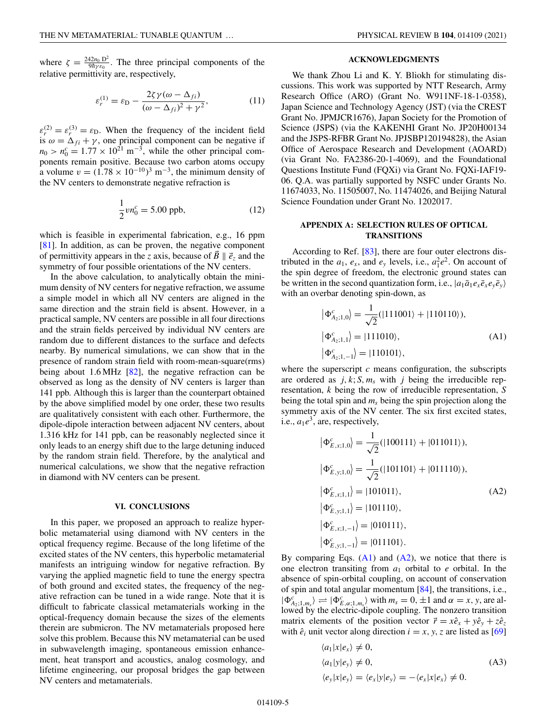where $\zeta = \frac{242 n_0 \mathrm{D}^2}{9\hbar\gamma\varepsilon_0}$. The three principal components of the relative permittivity are, respectively,

$$\varepsilon_r^{(1)} = \varepsilon_{\mathrm{D}} - \frac{2\zeta\gamma(\omega - \Delta_{fi})}{(\omega - \Delta_{fi})^2 + \gamma^2}, \tag{11}$$

$\varepsilon_r^{(2)} = \varepsilon_r^{(3)} = \varepsilon_{\mathrm{D}}$. When the frequency of the incident field is $\omega = \Delta_{fi} + \gamma$, one principal component can be negative if $n_0 > n_0^c = 1.77 \times 10^{21}\ \mathrm{m}^{-3}$, while the other principal components remain positive. Because two carbon atoms occupy a volume $\upsilon = (1.78 \times 10^{-10})^3\ \mathrm{m}^{-3}$, the minimum density of the NV centers to demonstrate negative refraction is

$$\frac{1}{2}\upsilon n_0^c = 5.00\ \mathrm{ppb}, \tag{12}$$

which is feasible in experimental fabrication, e.g., 16 ppm [81]. In addition, as can be proven, the negative component of permittivity appears in the $z$ axis, because of $\vec{B} \parallel \vec{e}_z$ and the symmetry of four possible orientations of the NV centers.

In the above calculation, to analytically obtain the minimum density of NV centers for negative refraction, we assume a simple model in which all NV centers are aligned in the same direction and the strain field is absent. However, in a practical sample, NV centers are possible in all four directions and the strain fields perceived by individual NV centers are random due to different distances to the surface and defects nearby. By numerical simulations, we can show that in the presence of random strain field with room-mean-square(rms) being about 1.6 MHz [82], the negative refraction can be observed as long as the density of NV centers is larger than 141 ppb. Although this is larger than the counterpart obtained by the above simplified model by one order, these two results are qualitatively consistent with each other. Furthermore, the dipole-dipole interaction between adjacent NV centers, about 1.316 kHz for 141 ppb, can be reasonably neglected since it only leads to an energy shift due to the large detuning induced by the random strain field. Therefore, by the analytical and numerical calculations, we show that the negative refraction in diamond with NV centers can be present.

## VI. CONCLUSIONS

In this paper, we proposed an approach to realize hyperbolic metamaterial using diamond with NV centers in the optical frequency regime. Because of the long lifetime of the excited states of the NV centers, this hyperbolic metamaterial manifests an intriguing window for negative refraction. By varying the applied magnetic field to tune the energy spectra of both ground and excited states, the frequency of the negative refraction can be tuned in a wide range. Note that it is difficult to fabricate classical metamaterials working in the optical-frequency domain because the sizes of the elements therein are submicron. The NV metamaterials proposed here solve this problem. Because this NV metamaterial can be used in subwavelength imaging, spontaneous emission enhancement, heat transport and acoustics, analog cosmology, and lifetime engineering, our proposal bridges the gap between NV centers and metamaterials.

## ACKNOWLEDGMENTS

We thank Zhou Li and K. Y. Bliokh for stimulating discussions. This work was supported by NTT Research, Army Research Office (ARO) (Grant No. W911NF-18-1-0358), Japan Science and Technology Agency (JST) (via the CREST Grant No. JPMJCR1676), Japan Society for the Promotion of Science (JSPS) (via the KAKENHI Grant No. JP20H00134 and the JSPS-RFBR Grant No. JPJSBP120194828), the Asian Office of Aerospace Research and Development (AOARD) (via Grant No. FA2386-20-1-4069), and the Foundational Questions Institute Fund (FQXi) via Grant No. FQXi-IAF19-06. Q.A. was partially supported by NSFC under Grants No. 11674033, No. 11505007, No. 11474026, and Beijing Natural Science Foundation under Grant No. 1202017.

## APPENDIX A: SELECTION RULES OF OPTICAL TRANSITIONS

According to Ref. [83], there are four outer electrons distributed in the $a_1$, $e_x$, and $e_y$ levels, i.e., $a_1^2 e^2$. On account of the spin degree of freedom, the electronic ground states can be written in the second quantization form, i.e., $|a_1\bar{a}_1 e_x\bar{e}_x e_y\bar{e}_y\rangle$ with an overbar denoting spin-down, as

$$\begin{aligned}
\left|\Phi^c_{A_2;1,0}\right\rangle &= \frac{1}{\sqrt{2}}(|111001\rangle + |110110\rangle),\\
\left|\Phi^c_{A_2;1,1}\right\rangle &= |111010\rangle,\\
\left|\Phi^c_{A_2;1,-1}\right\rangle &= |110101\rangle,
\end{aligned} \tag{A1}$$

where the superscript $c$ means configuration, the subscripts are ordered as $j, k; S, m_s$ with $j$ being the irreducible representation, $k$ being the row of irreducible representation, $S$ being the total spin and $m_s$ being the spin projection along the symmetry axis of the NV center. The six first excited states, i.e., $a_1 e^3$, are, respectively,

$$\begin{aligned}
\left|\Phi^c_{E,x;1,0}\right\rangle &= \frac{1}{\sqrt{2}}(|100111\rangle + |011011\rangle),\\
\left|\Phi^c_{E,y;1,0}\right\rangle &= \frac{1}{\sqrt{2}}(|101101\rangle + |011110\rangle),\\
\left|\Phi^c_{E,x;1,1}\right\rangle &= |101011\rangle,\\
\left|\Phi^c_{E,y;1,1}\right\rangle &= |101110\rangle,\\
\left|\Phi^c_{E,x;1,-1}\right\rangle &= |010111\rangle,\\
\left|\Phi^c_{E,y;1,-1}\right\rangle &= |011101\rangle.
\end{aligned} \tag{A2}$$

By comparing Eqs. (A1) and (A2), we notice that there is one electron transiting from $a_1$ orbital to $e$ orbital. In the absence of spin-orbital coupling, on account of conservation of spin and total angular momentum [84], the transitions, i.e., $|\Phi^c_{A_2;1,m_s}\rangle \rightleftharpoons |\Phi^c_{E,\alpha;1,m_s}\rangle$ with $m_s = 0, \pm 1$ and $\alpha = x, y$, are allowed by the electric-dipole coupling. The nonzero transition matrix elements of the position vector $\vec{r} = x\hat{e}_x + y\hat{e}_y + z\hat{e}_z$ with $\hat{e}_i$ unit vector along direction $i = x, y, z$ are listed as [69]

$$\begin{aligned}
\langle a_1|x|e_x\rangle &\neq 0,\\
\langle a_1|y|e_y\rangle &\neq 0,\\
\langle e_y|x|e_y\rangle &= \langle e_x|y|e_y\rangle = -\langle e_x|x|e_x\rangle \neq 0.
\end{aligned} \tag{A3}$$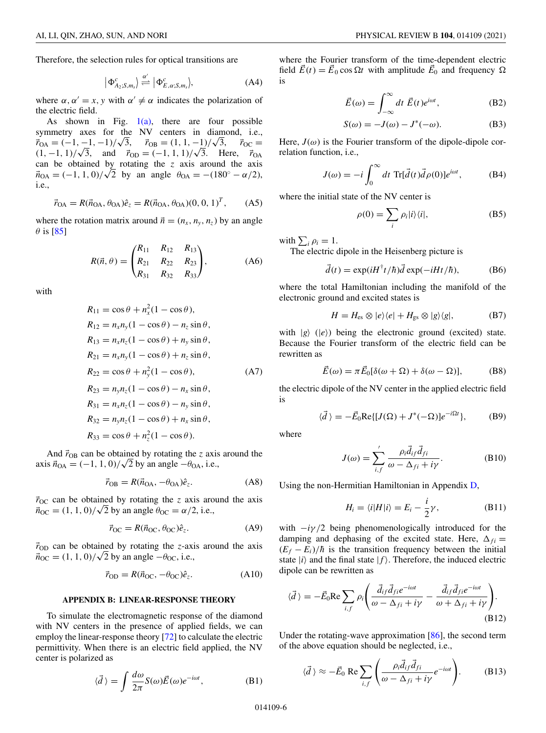Therefore, the selection rules for optical transitions are

$$\left|\Phi^{c}_{A_2;S,m_s}\right\rangle \overset{\alpha'}{\rightleftharpoons} \left|\Phi^{c}_{E,\alpha;S,m_s}\right\rangle, \tag{A4}$$

where $\alpha, \alpha' = x, y$ with $\alpha' \neq \alpha$ indicates the polarization of the electric field.

As shown in Fig. 1(a), there are four possible symmetry axes for the NV centers in diamond, i.e., $\vec{r}_{\rm OA} = (-1, -1, -1)/\sqrt{3}$, $\vec{r}_{\rm OB} = (1, 1, -1)/\sqrt{3}$, $\vec{r}_{\rm OC} = (1, -1, 1)/\sqrt{3}$, and $\vec{r}_{\rm OD} = (-1, 1, 1)/\sqrt{3}$. Here, $\vec{r}_{\rm OA}$ can be obtained by rotating the $z$ axis around the axis $\vec{n}_{\rm OA} = (-1, 1, 0)/\sqrt{2}$ by an angle $\theta_{\rm OA} = -(180^\circ - \alpha/2)$, i.e.,

$$\vec{r}_{\rm OA} = R(\vec{n}_{\rm OA}, \theta_{\rm OA})\hat{e}_z = R(\vec{n}_{\rm OA}, \theta_{\rm OA})(0, 0, 1)^T, \tag{A5}$$

where the rotation matrix around $\vec{n} = (n_x, n_y, n_z)$ by an angle $\theta$ is [85]

$$R(\vec{n}, \theta) = \begin{pmatrix} R_{11} & R_{12} & R_{13} \\ R_{21} & R_{22} & R_{23} \\ R_{31} & R_{32} & R_{33} \end{pmatrix}, \tag{A6}$$

with

$$\begin{aligned}
R_{11} &= \cos\theta + n_x^2(1 - \cos\theta), \\
R_{12} &= n_x n_y(1 - \cos\theta) - n_z \sin\theta, \\
R_{13} &= n_x n_z(1 - \cos\theta) + n_y \sin\theta, \\
R_{21} &= n_x n_y(1 - \cos\theta) + n_z \sin\theta, \\
R_{22} &= \cos\theta + n_y^2(1 - \cos\theta), \\
R_{23} &= n_y n_z(1 - \cos\theta) - n_x \sin\theta, \\
R_{31} &= n_x n_z(1 - \cos\theta) - n_y \sin\theta, \\
R_{32} &= n_y n_z(1 - \cos\theta) + n_x \sin\theta, \\
R_{33} &= \cos\theta + n_z^2(1 - \cos\theta).
\end{aligned} \tag{A7}$$

And $\vec{r}_{\rm OB}$ can be obtained by rotating the $z$ axis around the axis $\vec{n}_{\rm OA} = (-1, 1, 0)/\sqrt{2}$ by an angle $-\theta_{\rm OA}$, i.e.,

$$\vec{r}_{\rm OB} = R(\vec{n}_{\rm OA}, -\theta_{\rm OA})\hat{e}_z. \tag{A8}$$

$\vec{r}_{\rm OC}$ can be obtained by rotating the $z$ axis around the axis $\vec{n}_{\rm OC} = (1, 1, 0)/\sqrt{2}$ by an angle $\theta_{\rm OC} = \alpha/2$, i.e.,

$$\vec{r}_{\rm OC} = R(\vec{n}_{\rm OC}, \theta_{\rm OC})\hat{e}_z. \tag{A9}$$

$\vec{r}_{\rm OD}$ can be obtained by rotating the $z$-axis around the axis $\vec{n}_{\rm OC} = (1, 1, 0)/\sqrt{2}$ by an angle $-\theta_{\rm OC}$, i.e.,

$$\vec{r}_{\rm OD} = R(\vec{n}_{\rm OC}, -\theta_{\rm OC})\hat{e}_z. \tag{A10}$$

## APPENDIX B: LINEAR-RESPONSE THEORY

To simulate the electromagnetic response of the diamond with NV centers in the presence of applied fields, we can employ the linear-response theory [72] to calculate the electric permittivity. When there is an electric field applied, the NV center is polarized as

$$\langle \vec{d}\,\rangle = \int \frac{d\omega}{2\pi} S(\omega)\vec{E}(\omega)e^{-i\omega t}, \tag{B1}$$

where the Fourier transform of the time-dependent electric field $\vec{E}(t) = \vec{E}_0 \cos\Omega t$ with amplitude $\vec{E}_0$ and frequency $\Omega$ is

$$\vec{E}(\omega) = \int_{-\infty}^{\infty} dt\, \vec{E}(t)e^{i\omega t}, \tag{B2}$$

$$S(\omega) = -J(\omega) - J^*(-\omega). \tag{B3}$$

Here, $J(\omega)$ is the Fourier transform of the dipole-dipole correlation function, i.e.,

$$J(\omega) = -i\int_0^{\infty} dt\, {\rm Tr}[\vec{d}(t)\vec{d}\rho(0)]e^{i\omega t}, \tag{B4}$$

where the initial state of the NV center is

$$\rho(0) = \sum_i \rho_i |i\rangle\langle i|, \tag{B5}$$

with $\sum_i \rho_i = 1$.

The electric dipole in the Heisenberg picture is

$$\vec{d}(t) = \exp(iH^\dagger t/\hbar)\vec{d}\exp(-iHt/\hbar), \tag{B6}$$

where the total Hamiltonian including the manifold of the electronic ground and excited states is

$$H = H_{\rm es} \otimes |e\rangle\langle e| + H_{\rm gs} \otimes |g\rangle\langle g|, \tag{B7}$$

with $|g\rangle$ ($|e\rangle$) being the electronic ground (excited) state. Because the Fourier transform of the electric field can be rewritten as

$$\vec{E}(\omega) = \pi\vec{E}_0[\delta(\omega + \Omega) + \delta(\omega - \Omega)], \tag{B8}$$

the electric dipole of the NV center in the applied electric field is

$$\langle \vec{d}\,\rangle = -\vec{E}_0 {\rm Re}\{[J(\Omega) + J^*(-\Omega)]e^{-i\Omega t}\}, \tag{B9}$$

where

$$J(\omega) = \sum_{i,f}{}' \frac{\rho_i \vec{d}_{if}\vec{d}_{fi}}{\omega - \Delta_{fi} + i\gamma}. \tag{B10}$$

Using the non-Hermitian Hamiltonian in Appendix D,

$$H_i = \langle i|H|i\rangle = E_i - \frac{i}{2}\gamma, \tag{B11}$$

with $-i\gamma/2$ being phenomenologically introduced for the damping and dephasing of the excited state. Here, $\Delta_{fi} = (E_f - E_i)/\hbar$ is the transition frequency between the initial state $|i\rangle$ and the final state $|f\rangle$. Therefore, the induced electric dipole can be rewritten as

$$\langle \vec{d}\,\rangle = -\vec{E}_0 {\rm Re}\sum_{i,f}\rho_i\left(\frac{\vec{d}_{if}\vec{d}_{fi}e^{-i\omega t}}{\omega - \Delta_{fi} + i\gamma} - \frac{\vec{d}_{if}\vec{d}_{fi}e^{-i\omega t}}{\omega + \Delta_{fi} + i\gamma}\right). \tag{B12}$$

Under the rotating-wave approximation [86], the second term of the above equation should be neglected, i.e.,

$$\langle \vec{d}\,\rangle \approx -\vec{E}_0\, {\rm Re}\sum_{i,f}\left(\frac{\rho_i\vec{d}_{if}\vec{d}_{fi}}{\omega - \Delta_{fi} + i\gamma}e^{-i\omega t}\right). \tag{B13}$$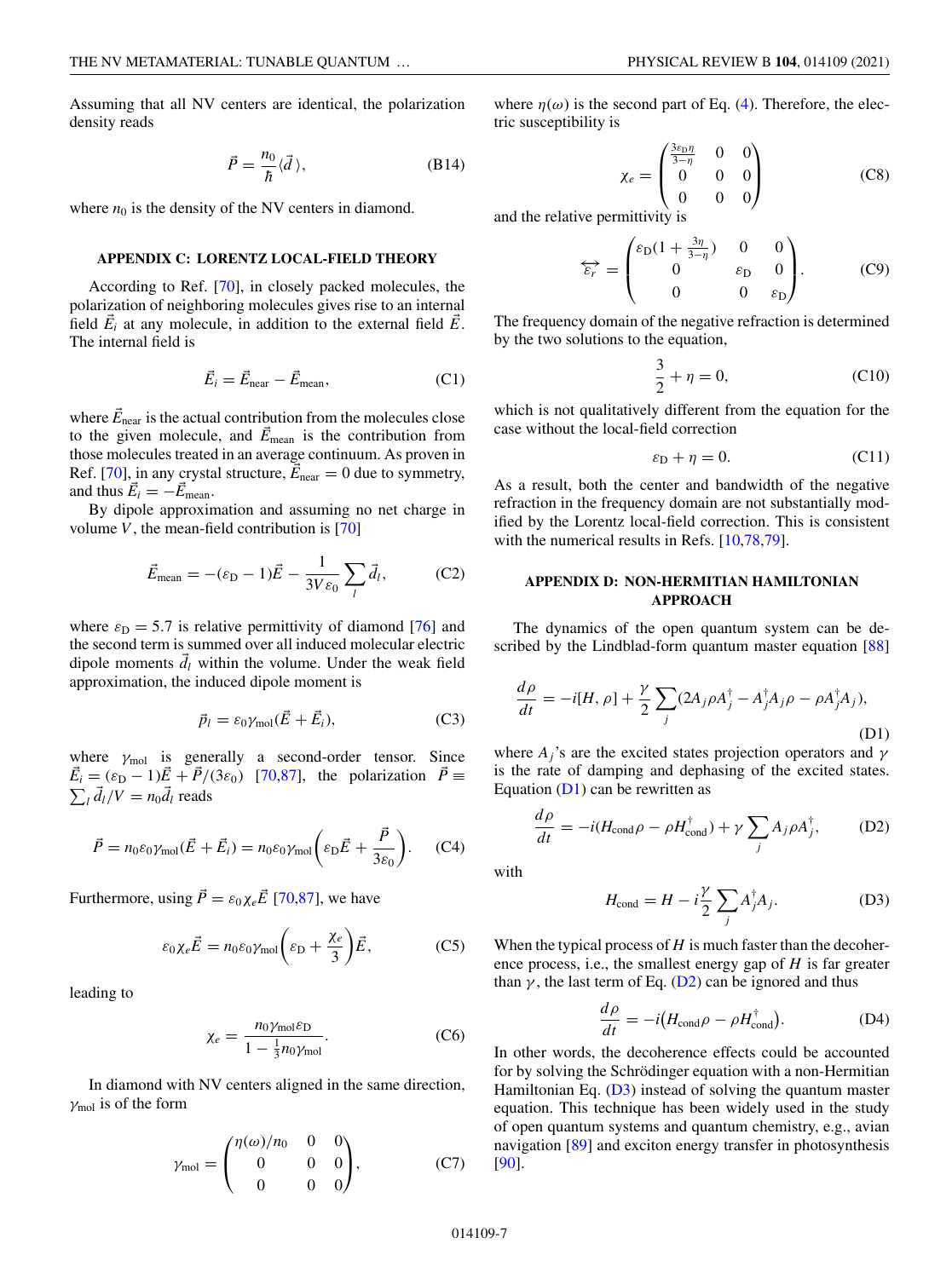Assuming that all NV centers are identical, the polarization density reads

$$\vec{P} = \frac{n_0}{\hbar}\langle \vec{d}\,\rangle, \tag{B14}$$

where $n_0$ is the density of the NV centers in diamond.

## APPENDIX C: LORENTZ LOCAL-FIELD THEORY

According to Ref. [70], in closely packed molecules, the polarization of neighboring molecules gives rise to an internal field $\vec{E}_i$ at any molecule, in addition to the external field $\vec{E}$. The internal field is

$$\vec{E}_i = \vec{E}_{\text{near}} - \vec{E}_{\text{mean}}, \tag{C1}$$

where $\vec{E}_{\text{near}}$ is the actual contribution from the molecules close to the given molecule, and $\vec{E}_{\text{mean}}$ is the contribution from those molecules treated in an average continuum. As proven in Ref. [70], in any crystal structure, $\vec{E}_{\text{near}} = 0$ due to symmetry, and thus $\vec{E}_i = -\vec{E}_{\text{mean}}$.

By dipole approximation and assuming no net charge in volume $V$, the mean-field contribution is [70]

$$\vec{E}_{\text{mean}} = -(\varepsilon_{\text{D}} - 1)\vec{E} - \frac{1}{3V\varepsilon_0}\sum_l \vec{d}_l, \tag{C2}$$

where $\varepsilon_{\text{D}} = 5.7$ is relative permittivity of diamond [76] and the second term is summed over all induced molecular electric dipole moments $\vec{d}_l$ within the volume. Under the weak field approximation, the induced dipole moment is

$$\vec{p}_l = \varepsilon_0\gamma_{\text{mol}}(\vec{E} + \vec{E}_i), \tag{C3}$$

where $\gamma_{\text{mol}}$ is generally a second-order tensor. Since $\vec{E}_i = (\varepsilon_{\text{D}} - 1)\vec{E} + \vec{P}/(3\varepsilon_0)$ [70,87], the polarization $\vec{P} \equiv \sum_l \vec{d}_l/V = n_0\vec{d}_l$ reads

$$\vec{P} = n_0\varepsilon_0\gamma_{\text{mol}}(\vec{E} + \vec{E}_i) = n_0\varepsilon_0\gamma_{\text{mol}}\left(\varepsilon_{\text{D}}\vec{E} + \frac{\vec{P}}{3\varepsilon_0}\right). \tag{C4}$$

Furthermore, using $\vec{P} = \varepsilon_0\chi_e\vec{E}$ [70,87], we have

$$\varepsilon_0\chi_e\vec{E} = n_0\varepsilon_0\gamma_{\text{mol}}\left(\varepsilon_{\text{D}} + \frac{\chi_e}{3}\right)\vec{E}, \tag{C5}$$

leading to

$$\chi_e = \frac{n_0\gamma_{\text{mol}}\varepsilon_{\text{D}}}{1 - \frac{1}{3}n_0\gamma_{\text{mol}}}. \tag{C6}$$

In diamond with NV centers aligned in the same direction, $\gamma_{\text{mol}}$ is of the form

$$\gamma_{\text{mol}} = \begin{pmatrix} \eta(\omega)/n_0 & 0 & 0 \\ 0 & 0 & 0 \\ 0 & 0 & 0 \end{pmatrix}, \tag{C7}$$

where $\eta(\omega)$ is the second part of Eq. (4). Therefore, the electric susceptibility is

$$\chi_e = \begin{pmatrix} \frac{3\varepsilon_{\text{D}}\eta}{3-\eta} & 0 & 0 \\ 0 & 0 & 0 \\ 0 & 0 & 0 \end{pmatrix} \tag{C8}$$

and the relative permittivity is

$$\overleftrightarrow{\varepsilon_r} = \begin{pmatrix} \varepsilon_{\text{D}}(1 + \frac{3\eta}{3-\eta}) & 0 & 0 \\ 0 & \varepsilon_{\text{D}} & 0 \\ 0 & 0 & \varepsilon_{\text{D}} \end{pmatrix}. \tag{C9}$$

The frequency domain of the negative refraction is determined by the two solutions to the equation,

$$\frac{3}{2} + \eta = 0, \tag{C10}$$

which is not qualitatively different from the equation for the case without the local-field correction

$$\varepsilon_{\text{D}} + \eta = 0. \tag{C11}$$

As a result, both the center and bandwidth of the negative refraction in the frequency domain are not substantially modified by the Lorentz local-field correction. This is consistent with the numerical results in Refs. [10,78,79].

## APPENDIX D: NON-HERMITIAN HAMILTONIAN APPROACH

The dynamics of the open quantum system can be described by the Lindblad-form quantum master equation [88]

$$\frac{d\rho}{dt} = -i[H, \rho] + \frac{\gamma}{2}\sum_j (2A_j\rho A_j^\dagger - A_j^\dagger A_j\rho - \rho A_j^\dagger A_j), \tag{D1}$$

where $A_j$'s are the excited states projection operators and $\gamma$ is the rate of damping and dephasing of the excited states. Equation (D1) can be rewritten as

$$\frac{d\rho}{dt} = -i(H_{\text{cond}}\rho - \rho H_{\text{cond}}^\dagger) + \gamma\sum_j A_j\rho A_j^\dagger, \tag{D2}$$

with

$$H_{\text{cond}} = H - i\frac{\gamma}{2}\sum_j A_j^\dagger A_j. \tag{D3}$$

When the typical process of $H$ is much faster than the decoherence process, i.e., the smallest energy gap of $H$ is far greater than $\gamma$, the last term of Eq. (D2) can be ignored and thus

$$\frac{d\rho}{dt} = -i\big(H_{\text{cond}}\rho - \rho H_{\text{cond}}^\dagger\big). \tag{D4}$$

In other words, the decoherence effects could be accounted for by solving the Schrödinger equation with a non-Hermitian Hamiltonian Eq. (D3) instead of solving the quantum master equation. This technique has been widely used in the study of open quantum systems and quantum chemistry, e.g., avian navigation [89] and exciton energy transfer in photosynthesis [90].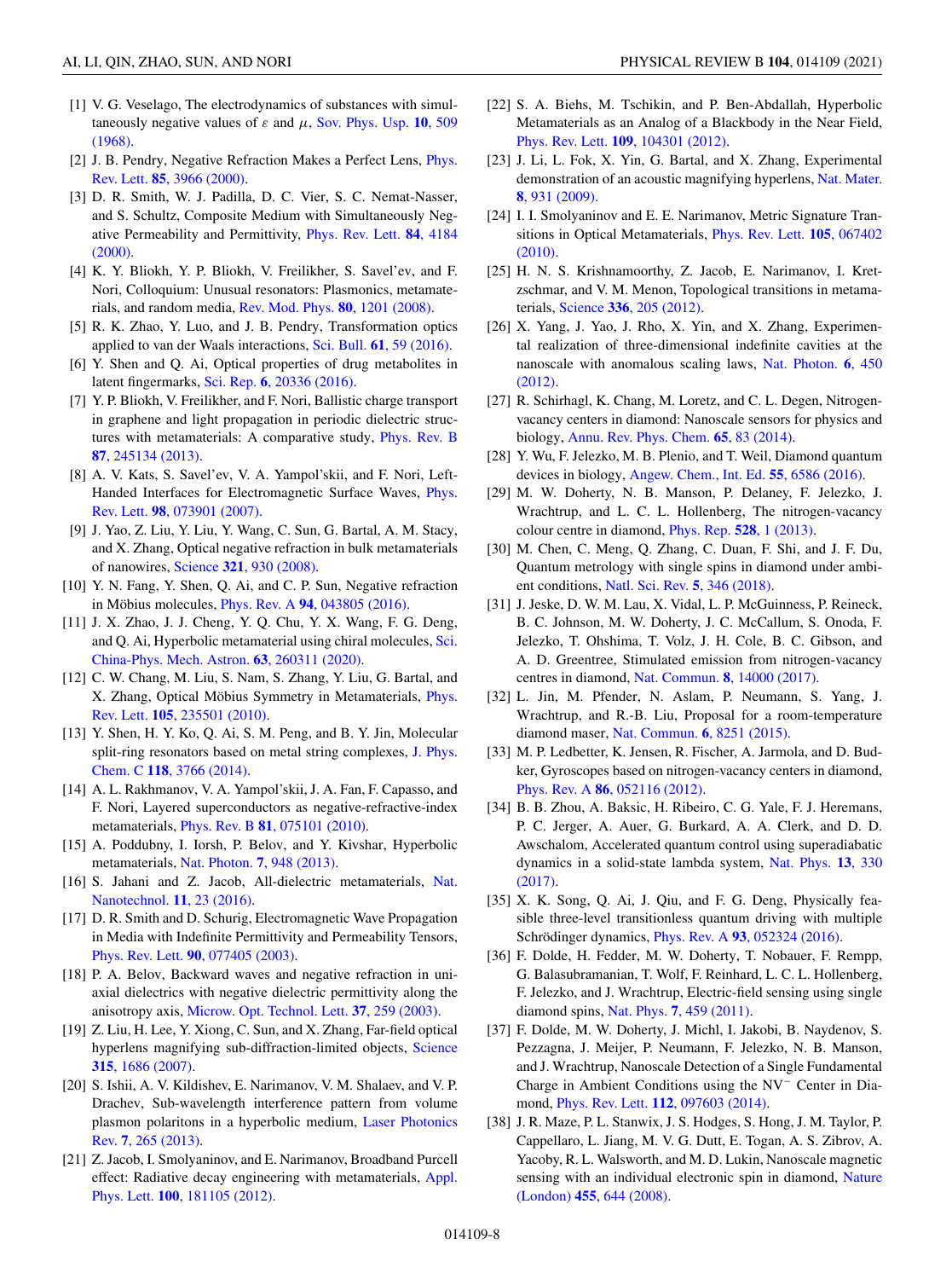[1] V. G. Veselago, The electrodynamics of substances with simultaneously negative values of $\varepsilon$ and $\mu$, Sov. Phys. Usp. **10**, 509 (1968).

[2] J. B. Pendry, Negative Refraction Makes a Perfect Lens, Phys. Rev. Lett. **85**, 3966 (2000).

[3] D. R. Smith, W. J. Padilla, D. C. Vier, S. C. Nemat-Nasser, and S. Schultz, Composite Medium with Simultaneously Negative Permeability and Permittivity, Phys. Rev. Lett. **84**, 4184 (2000).

[4] K. Y. Bliokh, Y. P. Bliokh, V. Freilikher, S. Savel'ev, and F. Nori, Colloquium: Unusual resonators: Plasmonics, metamaterials, and random media, Rev. Mod. Phys. **80**, 1201 (2008).

[5] R. K. Zhao, Y. Luo, and J. B. Pendry, Transformation optics applied to van der Waals interactions, Sci. Bull. **61**, 59 (2016).

[6] Y. Shen and Q. Ai, Optical properties of drug metabolites in latent fingermarks, Sci. Rep. **6**, 20336 (2016).

[7] Y. P. Bliokh, V. Freilikher, and F. Nori, Ballistic charge transport in graphene and light propagation in periodic dielectric structures with metamaterials: A comparative study, Phys. Rev. B **87**, 245134 (2013).

[8] A. V. Kats, S. Savel'ev, V. A. Yampol'skii, and F. Nori, Left-Handed Interfaces for Electromagnetic Surface Waves, Phys. Rev. Lett. **98**, 073901 (2007).

[9] J. Yao, Z. Liu, Y. Liu, Y. Wang, C. Sun, G. Bartal, A. M. Stacy, and X. Zhang, Optical negative refraction in bulk metamaterials of nanowires, Science **321**, 930 (2008).

[10] Y. N. Fang, Y. Shen, Q. Ai, and C. P. Sun, Negative refraction in Möbius molecules, Phys. Rev. A **94**, 043805 (2016).

[11] J. X. Zhao, J. J. Cheng, Y. Q. Chu, Y. X. Wang, F. G. Deng, and Q. Ai, Hyperbolic metamaterial using chiral molecules, Sci. China-Phys. Mech. Astron. **63**, 260311 (2020).

[12] C. W. Chang, M. Liu, S. Nam, S. Zhang, Y. Liu, G. Bartal, and X. Zhang, Optical Möbius Symmetry in Metamaterials, Phys. Rev. Lett. **105**, 235501 (2010).

[13] Y. Shen, H. Y. Ko, Q. Ai, S. M. Peng, and B. Y. Jin, Molecular split-ring resonators based on metal string complexes, J. Phys. Chem. C **118**, 3766 (2014).

[14] A. L. Rakhmanov, V. A. Yampol'skii, J. A. Fan, F. Capasso, and F. Nori, Layered superconductors as negative-refractive-index metamaterials, Phys. Rev. B **81**, 075101 (2010).

[15] A. Poddubny, I. Iorsh, P. Belov, and Y. Kivshar, Hyperbolic metamaterials, Nat. Photon. **7**, 948 (2013).

[16] S. Jahani and Z. Jacob, All-dielectric metamaterials, Nat. Nanotechnol. **11**, 23 (2016).

[17] D. R. Smith and D. Schurig, Electromagnetic Wave Propagation in Media with Indefinite Permittivity and Permeability Tensors, Phys. Rev. Lett. **90**, 077405 (2003).

[18] P. A. Belov, Backward waves and negative refraction in uniaxial dielectrics with negative dielectric permittivity along the anisotropy axis, Microw. Opt. Technol. Lett. **37**, 259 (2003).

[19] Z. Liu, H. Lee, Y. Xiong, C. Sun, and X. Zhang, Far-field optical hyperlens magnifying sub-diffraction-limited objects, Science **315**, 1686 (2007).

[20] S. Ishii, A. V. Kildishev, E. Narimanov, V. M. Shalaev, and V. P. Drachev, Sub-wavelength interference pattern from volume plasmon polaritons in a hyperbolic medium, Laser Photonics Rev. **7**, 265 (2013).

[21] Z. Jacob, I. Smolyaninov, and E. Narimanov, Broadband Purcell effect: Radiative decay engineering with metamaterials, Appl. Phys. Lett. **100**, 181105 (2012).

[22] S. A. Biehs, M. Tschikin, and P. Ben-Abdallah, Hyperbolic Metamaterials as an Analog of a Blackbody in the Near Field, Phys. Rev. Lett. **109**, 104301 (2012).

[23] J. Li, L. Fok, X. Yin, G. Bartal, and X. Zhang, Experimental demonstration of an acoustic magnifying hyperlens, Nat. Mater. **8**, 931 (2009).

[24] I. I. Smolyaninov and E. E. Narimanov, Metric Signature Transitions in Optical Metamaterials, Phys. Rev. Lett. **105**, 067402 (2010).

[25] H. N. S. Krishnamoorthy, Z. Jacob, E. Narimanov, I. Kretzschmar, and V. M. Menon, Topological transitions in metamaterials, Science **336**, 205 (2012).

[26] X. Yang, J. Yao, J. Rho, X. Yin, and X. Zhang, Experimental realization of three-dimensional indefinite cavities at the nanoscale with anomalous scaling laws, Nat. Photon. **6**, 450 (2012).

[27] R. Schirhagl, K. Chang, M. Loretz, and C. L. Degen, Nitrogen-vacancy centers in diamond: Nanoscale sensors for physics and biology, Annu. Rev. Phys. Chem. **65**, 83 (2014).

[28] Y. Wu, F. Jelezko, M. B. Plenio, and T. Weil, Diamond quantum devices in biology, Angew. Chem., Int. Ed. **55**, 6586 (2016).

[29] M. W. Doherty, N. B. Manson, P. Delaney, F. Jelezko, J. Wrachtrup, and L. C. L. Hollenberg, The nitrogen-vacancy colour centre in diamond, Phys. Rep. **528**, 1 (2013).

[30] M. Chen, C. Meng, Q. Zhang, C. Duan, F. Shi, and J. F. Du, Quantum metrology with single spins in diamond under ambient conditions, Natl. Sci. Rev. **5**, 346 (2018).

[31] J. Jeske, D. W. M. Lau, X. Vidal, L. P. McGuinness, P. Reineck, B. C. Johnson, M. W. Doherty, J. C. McCallum, S. Onoda, F. Jelezko, T. Ohshima, T. Volz, J. H. Cole, B. C. Gibson, and A. D. Greentree, Stimulated emission from nitrogen-vacancy centres in diamond, Nat. Commun. **8**, 14000 (2017).

[32] L. Jin, M. Pfender, N. Aslam, P. Neumann, S. Yang, J. Wrachtrup, and R.-B. Liu, Proposal for a room-temperature diamond maser, Nat. Commun. **6**, 8251 (2015).

[33] M. P. Ledbetter, K. Jensen, R. Fischer, A. Jarmola, and D. Budker, Gyroscopes based on nitrogen-vacancy centers in diamond, Phys. Rev. A **86**, 052116 (2012).

[34] B. B. Zhou, A. Baksic, H. Ribeiro, C. G. Yale, F. J. Heremans, P. C. Jerger, A. Auer, G. Burkard, A. A. Clerk, and D. D. Awschalom, Accelerated quantum control using superadiabatic dynamics in a solid-state lambda system, Nat. Phys. **13**, 330 (2017).

[35] X. K. Song, Q. Ai, J. Qiu, and F. G. Deng, Physically feasible three-level transitionless quantum driving with multiple Schrödinger dynamics, Phys. Rev. A **93**, 052324 (2016).

[36] F. Dolde, H. Fedder, M. W. Doherty, T. Nobauer, F. Rempp, G. Balasubramanian, T. Wolf, F. Reinhard, L. C. L. Hollenberg, F. Jelezko, and J. Wrachtrup, Electric-field sensing using single diamond spins, Nat. Phys. **7**, 459 (2011).

[37] F. Dolde, M. W. Doherty, J. Michl, I. Jakobi, B. Naydenov, S. Pezzagna, J. Meijer, P. Neumann, F. Jelezko, N. B. Manson, and J. Wrachtrup, Nanoscale Detection of a Single Fundamental Charge in Ambient Conditions using the $NV^-$ Center in Diamond, Phys. Rev. Lett. **112**, 097603 (2014).

[38] J. R. Maze, P. L. Stanwix, J. S. Hodges, S. Hong, J. M. Taylor, P. Cappellaro, L. Jiang, M. V. G. Dutt, E. Togan, A. S. Zibrov, A. Yacoby, R. L. Walsworth, and M. D. Lukin, Nanoscale magnetic sensing with an individual electronic spin in diamond, Nature (London) **455**, 644 (2008).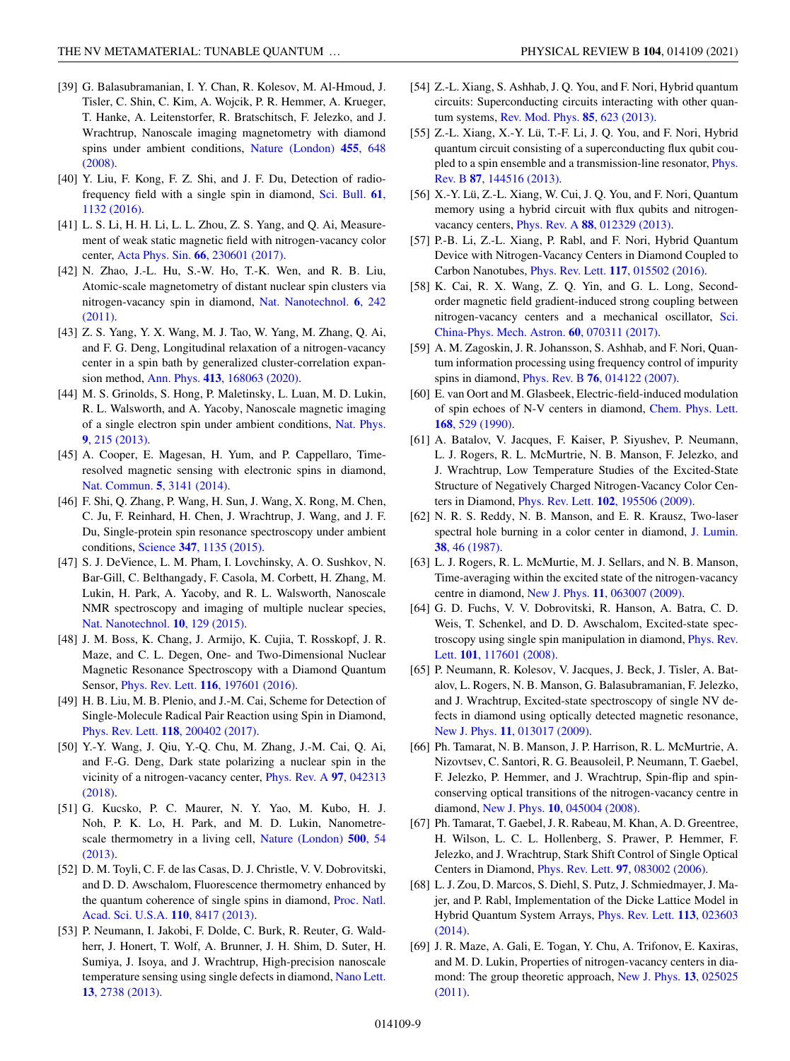[39] G. Balasubramanian, I. Y. Chan, R. Kolesov, M. Al-Hmoud, J. Tisler, C. Shin, C. Kim, A. Wojcik, P. R. Hemmer, A. Krueger, T. Hanke, A. Leitenstorfer, R. Bratschitsch, F. Jelezko, and J. Wrachtrup, Nanoscale imaging magnetometry with diamond spins under ambient conditions, Nature (London) **455**, 648 (2008).

[40] Y. Liu, F. Kong, F. Z. Shi, and J. F. Du, Detection of radio-frequency field with a single spin in diamond, Sci. Bull. **61**, 1132 (2016).

[41] L. S. Li, H. H. Li, L. L. Zhou, Z. S. Yang, and Q. Ai, Measurement of weak static magnetic field with nitrogen-vacancy color center, Acta Phys. Sin. **66**, 230601 (2017).

[42] N. Zhao, J.-L. Hu, S.-W. Ho, T.-K. Wen, and R. B. Liu, Atomic-scale magnetometry of distant nuclear spin clusters via nitrogen-vacancy spin in diamond, Nat. Nanotechnol. **6**, 242 (2011).

[43] Z. S. Yang, Y. X. Wang, M. J. Tao, W. Yang, M. Zhang, Q. Ai, and F. G. Deng, Longitudinal relaxation of a nitrogen-vacancy center in a spin bath by generalized cluster-correlation expansion method, Ann. Phys. **413**, 168063 (2020).

[44] M. S. Grinolds, S. Hong, P. Maletinsky, L. Luan, M. D. Lukin, R. L. Walsworth, and A. Yacoby, Nanoscale magnetic imaging of a single electron spin under ambient conditions, Nat. Phys. **9**, 215 (2013).

[45] A. Cooper, E. Magesan, H. Yum, and P. Cappellaro, Time-resolved magnetic sensing with electronic spins in diamond, Nat. Commun. **5**, 3141 (2014).

[46] F. Shi, Q. Zhang, P. Wang, H. Sun, J. Wang, X. Rong, M. Chen, C. Ju, F. Reinhard, H. Chen, J. Wrachtrup, J. Wang, and J. F. Du, Single-protein spin resonance spectroscopy under ambient conditions, Science **347**, 1135 (2015).

[47] S. J. DeVience, L. M. Pham, I. Lovchinsky, A. O. Sushkov, N. Bar-Gill, C. Belthangady, F. Casola, M. Corbett, H. Zhang, M. Lukin, H. Park, A. Yacoby, and R. L. Walsworth, Nanoscale NMR spectroscopy and imaging of multiple nuclear species, Nat. Nanotechnol. **10**, 129 (2015).

[48] J. M. Boss, K. Chang, J. Armijo, K. Cujia, T. Rosskopf, J. R. Maze, and C. L. Degen, One- and Two-Dimensional Nuclear Magnetic Resonance Spectroscopy with a Diamond Quantum Sensor, Phys. Rev. Lett. **116**, 197601 (2016).

[49] H. B. Liu, M. B. Plenio, and J.-M. Cai, Scheme for Detection of Single-Molecule Radical Pair Reaction using Spin in Diamond, Phys. Rev. Lett. **118**, 200402 (2017).

[50] Y.-Y. Wang, J. Qiu, Y.-Q. Chu, M. Zhang, J.-M. Cai, Q. Ai, and F.-G. Deng, Dark state polarizing a nuclear spin in the vicinity of a nitrogen-vacancy center, Phys. Rev. A **97**, 042313 (2018).

[51] G. Kucsko, P. C. Maurer, N. Y. Yao, M. Kubo, H. J. Noh, P. K. Lo, H. Park, and M. D. Lukin, Nanometre-scale thermometry in a living cell, Nature (London) **500**, 54 (2013).

[52] D. M. Toyli, C. F. de las Casas, D. J. Christle, V. V. Dobrovitski, and D. D. Awschalom, Fluorescence thermometry enhanced by the quantum coherence of single spins in diamond, Proc. Natl. Acad. Sci. U.S.A. **110**, 8417 (2013).

[53] P. Neumann, I. Jakobi, F. Dolde, C. Burk, R. Reuter, G. Waldherr, J. Honert, T. Wolf, A. Brunner, J. H. Shim, D. Suter, H. Sumiya, J. Isoya, and J. Wrachtrup, High-precision nanoscale temperature sensing using single defects in diamond, Nano Lett. **13**, 2738 (2013).

[54] Z.-L. Xiang, S. Ashhab, J. Q. You, and F. Nori, Hybrid quantum circuits: Superconducting circuits interacting with other quantum systems, Rev. Mod. Phys. **85**, 623 (2013).

[55] Z.-L. Xiang, X.-Y. Lü, T.-F. Li, J. Q. You, and F. Nori, Hybrid quantum circuit consisting of a superconducting flux qubit coupled to a spin ensemble and a transmission-line resonator, Phys. Rev. B **87**, 144516 (2013).

[56] X.-Y. Lü, Z.-L. Xiang, W. Cui, J. Q. You, and F. Nori, Quantum memory using a hybrid circuit with flux qubits and nitrogen-vacancy centers, Phys. Rev. A **88**, 012329 (2013).

[57] P.-B. Li, Z.-L. Xiang, P. Rabl, and F. Nori, Hybrid Quantum Device with Nitrogen-Vacancy Centers in Diamond Coupled to Carbon Nanotubes, Phys. Rev. Lett. **117**, 015502 (2016).

[58] K. Cai, R. X. Wang, Z. Q. Yin, and G. L. Long, Second-order magnetic field gradient-induced strong coupling between nitrogen-vacancy centers and a mechanical oscillator, Sci. China-Phys. Mech. Astron. **60**, 070311 (2017).

[59] A. M. Zagoskin, J. R. Johansson, S. Ashhab, and F. Nori, Quantum information processing using frequency control of impurity spins in diamond, Phys. Rev. B **76**, 014122 (2007).

[60] E. van Oort and M. Glasbeek, Electric-field-induced modulation of spin echoes of N-V centers in diamond, Chem. Phys. Lett. **168**, 529 (1990).

[61] A. Batalov, V. Jacques, F. Kaiser, P. Siyushev, P. Neumann, L. J. Rogers, R. L. McMurtrie, N. B. Manson, F. Jelezko, and J. Wrachtrup, Low Temperature Studies of the Excited-State Structure of Negatively Charged Nitrogen-Vacancy Color Centers in Diamond, Phys. Rev. Lett. **102**, 195506 (2009).

[62] N. R. S. Reddy, N. B. Manson, and E. R. Krausz, Two-laser spectral hole burning in a color center in diamond, J. Lumin. **38**, 46 (1987).

[63] L. J. Rogers, R. L. McMurtie, M. J. Sellars, and N. B. Manson, Time-averaging within the excited state of the nitrogen-vacancy centre in diamond, New J. Phys. **11**, 063007 (2009).

[64] G. D. Fuchs, V. V. Dobrovitski, R. Hanson, A. Batra, C. D. Weis, T. Schenkel, and D. D. Awschalom, Excited-state spectroscopy using single spin manipulation in diamond, Phys. Rev. Lett. **101**, 117601 (2008).

[65] P. Neumann, R. Kolesov, V. Jacques, J. Beck, J. Tisler, A. Batalov, L. Rogers, N. B. Manson, G. Balasubramanian, F. Jelezko, and J. Wrachtrup, Excited-state spectroscopy of single NV defects in diamond using optically detected magnetic resonance, New J. Phys. **11**, 013017 (2009).

[66] Ph. Tamarat, N. B. Manson, J. P. Harrison, R. L. McMurtrie, A. Nizovtsev, C. Santori, R. G. Beausoleil, P. Neumann, T. Gaebel, F. Jelezko, P. Hemmer, and J. Wrachtrup, Spin-flip and spin-conserving optical transitions of the nitrogen-vacancy centre in diamond, New J. Phys. **10**, 045004 (2008).

[67] Ph. Tamarat, T. Gaebel, J. R. Rabeau, M. Khan, A. D. Greentree, H. Wilson, L. C. L. Hollenberg, S. Prawer, P. Hemmer, F. Jelezko, and J. Wrachtrup, Stark Shift Control of Single Optical Centers in Diamond, Phys. Rev. Lett. **97**, 083002 (2006).

[68] L. J. Zou, D. Marcos, S. Diehl, S. Putz, J. Schmiedmayer, J. Majer, and P. Rabl, Implementation of the Dicke Lattice Model in Hybrid Quantum System Arrays, Phys. Rev. Lett. **113**, 023603 (2014).

[69] J. R. Maze, A. Gali, E. Togan, Y. Chu, A. Trifonov, E. Kaxiras, and M. D. Lukin, Properties of nitrogen-vacancy centers in diamond: The group theoretic approach, New J. Phys. **13**, 025025 (2011).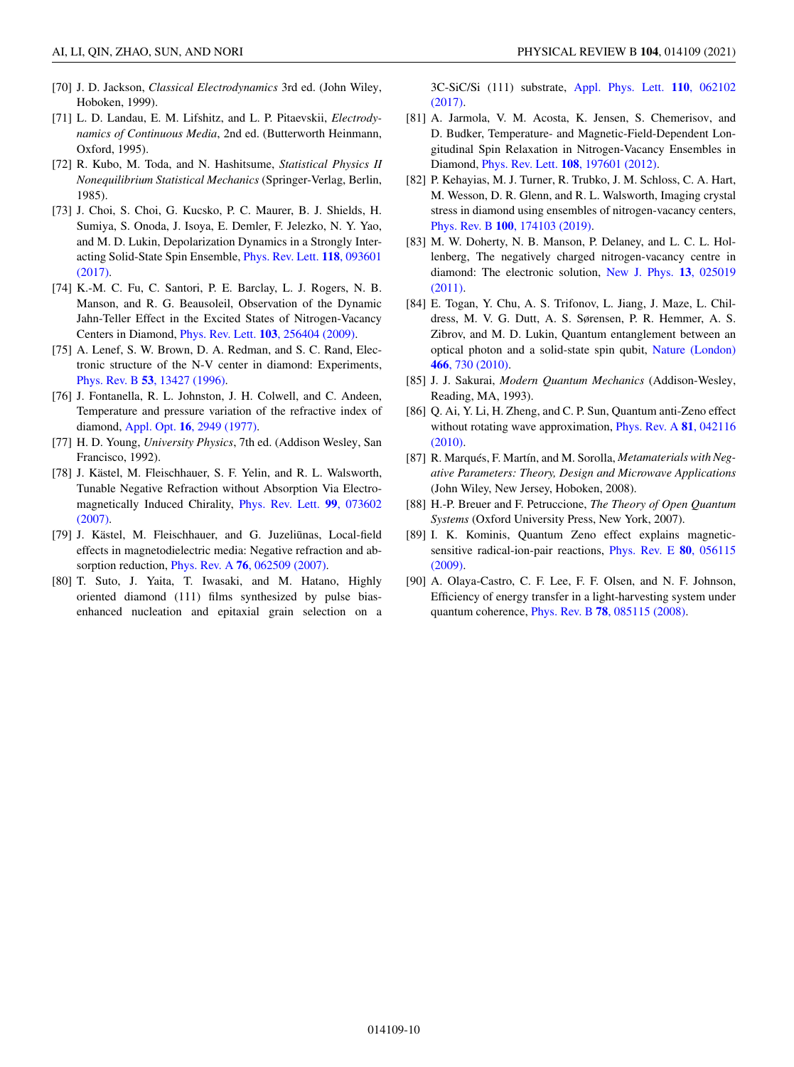[70] J. D. Jackson, *Classical Electrodynamics* 3rd ed. (John Wiley, Hoboken, 1999).

[71] L. D. Landau, E. M. Lifshitz, and L. P. Pitaevskii, *Electrodynamics of Continuous Media*, 2nd ed. (Butterworth Heinmann, Oxford, 1995).

[72] R. Kubo, M. Toda, and N. Hashitsume, *Statistical Physics II Nonequilibrium Statistical Mechanics* (Springer-Verlag, Berlin, 1985).

[73] J. Choi, S. Choi, G. Kucsko, P. C. Maurer, B. J. Shields, H. Sumiya, S. Onoda, J. Isoya, E. Demler, F. Jelezko, N. Y. Yao, and M. D. Lukin, Depolarization Dynamics in a Strongly Interacting Solid-State Spin Ensemble, Phys. Rev. Lett. **118**, 093601 (2017).

[74] K.-M. C. Fu, C. Santori, P. E. Barclay, L. J. Rogers, N. B. Manson, and R. G. Beausoleil, Observation of the Dynamic Jahn-Teller Effect in the Excited States of Nitrogen-Vacancy Centers in Diamond, Phys. Rev. Lett. **103**, 256404 (2009).

[75] A. Lenef, S. W. Brown, D. A. Redman, and S. C. Rand, Electronic structure of the N-V center in diamond: Experiments, Phys. Rev. B **53**, 13427 (1996).

[76] J. Fontanella, R. L. Johnston, J. H. Colwell, and C. Andeen, Temperature and pressure variation of the refractive index of diamond, Appl. Opt. **16**, 2949 (1977).

[77] H. D. Young, *University Physics*, 7th ed. (Addison Wesley, San Francisco, 1992).

[78] J. Kästel, M. Fleischhauer, S. F. Yelin, and R. L. Walsworth, Tunable Negative Refraction without Absorption Via Electromagnetically Induced Chirality, Phys. Rev. Lett. **99**, 073602 (2007).

[79] J. Kästel, M. Fleischhauer, and G. Juzeliūnas, Local-field effects in magnetodielectric media: Negative refraction and absorption reduction, Phys. Rev. A **76**, 062509 (2007).

[80] T. Suto, J. Yaita, T. Iwasaki, and M. Hatano, Highly oriented diamond (111) films synthesized by pulse bias-enhanced nucleation and epitaxial grain selection on a 3C-SiC/Si (111) substrate, Appl. Phys. Lett. **110**, 062102 (2017).

[81] A. Jarmola, V. M. Acosta, K. Jensen, S. Chemerisov, and D. Budker, Temperature- and Magnetic-Field-Dependent Longitudinal Spin Relaxation in Nitrogen-Vacancy Ensembles in Diamond, Phys. Rev. Lett. **108**, 197601 (2012).

[82] P. Kehayias, M. J. Turner, R. Trubko, J. M. Schloss, C. A. Hart, M. Wesson, D. R. Glenn, and R. L. Walsworth, Imaging crystal stress in diamond using ensembles of nitrogen-vacancy centers, Phys. Rev. B **100**, 174103 (2019).

[83] M. W. Doherty, N. B. Manson, P. Delaney, and L. C. L. Hollenberg, The negatively charged nitrogen-vacancy centre in diamond: The electronic solution, New J. Phys. **13**, 025019 (2011).

[84] E. Togan, Y. Chu, A. S. Trifonov, L. Jiang, J. Maze, L. Childress, M. V. G. Dutt, A. S. Sørensen, P. R. Hemmer, A. S. Zibrov, and M. D. Lukin, Quantum entanglement between an optical photon and a solid-state spin qubit, Nature (London) **466**, 730 (2010).

[85] J. J. Sakurai, *Modern Quantum Mechanics* (Addison-Wesley, Reading, MA, 1993).

[86] Q. Ai, Y. Li, H. Zheng, and C. P. Sun, Quantum anti-Zeno effect without rotating wave approximation, Phys. Rev. A **81**, 042116 (2010).

[87] R. Marqués, F. Martín, and M. Sorolla, *Metamaterials with Negative Parameters: Theory, Design and Microwave Applications* (John Wiley, New Jersey, Hoboken, 2008).

[88] H.-P. Breuer and F. Petruccione, *The Theory of Open Quantum Systems* (Oxford University Press, New York, 2007).

[89] I. K. Kominis, Quantum Zeno effect explains magnetic-sensitive radical-ion-pair reactions, Phys. Rev. E **80**, 056115 (2009).

[90] A. Olaya-Castro, C. F. Lee, F. F. Olsen, and N. F. Johnson, Efficiency of energy transfer in a light-harvesting system under quantum coherence, Phys. Rev. B **78**, 085115 (2008).